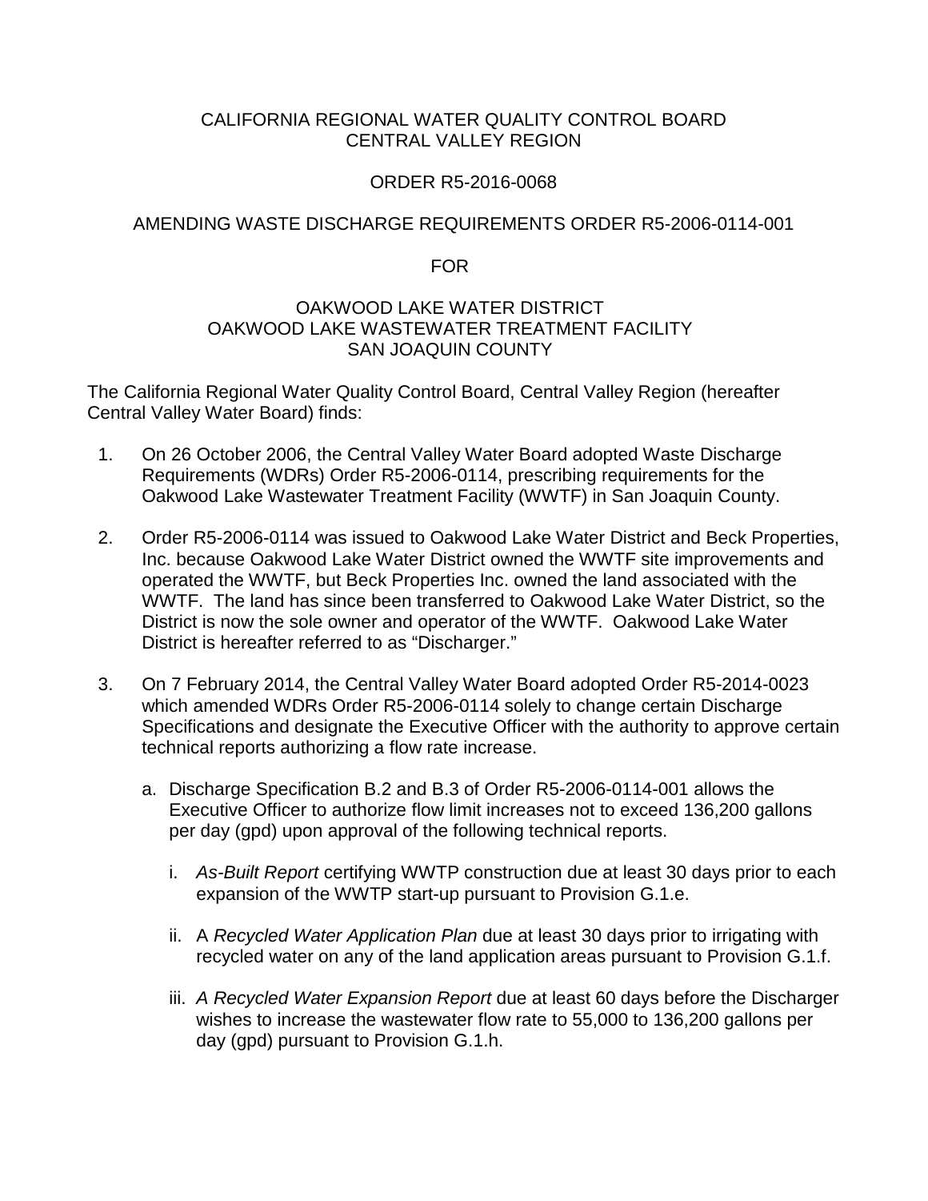CALIFORNIA REGIONAL WATER QUALITY CONTROL BOARD
CENTRAL VALLEY REGION

ORDER R5-2016-0068

AMENDING WASTE DISCHARGE REQUIREMENTS ORDER R5-2006-0114-001

FOR

OAKWOOD LAKE WATER DISTRICT
OAKWOOD LAKE WASTEWATER TREATMENT FACILITY
SAN JOAQUIN COUNTY

The California Regional Water Quality Control Board, Central Valley Region (hereafter Central Valley Water Board) finds:

1. On 26 October 2006, the Central Valley Water Board adopted Waste Discharge Requirements (WDRs) Order R5-2006-0114, prescribing requirements for the Oakwood Lake Wastewater Treatment Facility (WWTF) in San Joaquin County.

2. Order R5-2006-0114 was issued to Oakwood Lake Water District and Beck Properties, Inc. because Oakwood Lake Water District owned the WWTF site improvements and operated the WWTF, but Beck Properties Inc. owned the land associated with the WWTF. The land has since been transferred to Oakwood Lake Water District, so the District is now the sole owner and operator of the WWTF. Oakwood Lake Water District is hereafter referred to as "Discharger."

3. On 7 February 2014, the Central Valley Water Board adopted Order R5-2014-0023 which amended WDRs Order R5-2006-0114 solely to change certain Discharge Specifications and designate the Executive Officer with the authority to approve certain technical reports authorizing a flow rate increase.

   a. Discharge Specification B.2 and B.3 of Order R5-2006-0114-001 allows the Executive Officer to authorize flow limit increases not to exceed 136,200 gallons per day (gpd) upon approval of the following technical reports.

      i. *As-Built Report* certifying WWTP construction due at least 30 days prior to each expansion of the WWTP start-up pursuant to Provision G.1.e.

      ii. A *Recycled Water Application Plan* due at least 30 days prior to irrigating with recycled water on any of the land application areas pursuant to Provision G.1.f.

      iii. *A Recycled Water Expansion Report* due at least 60 days before the Discharger wishes to increase the wastewater flow rate to 55,000 to 136,200 gallons per day (gpd) pursuant to Provision G.1.h.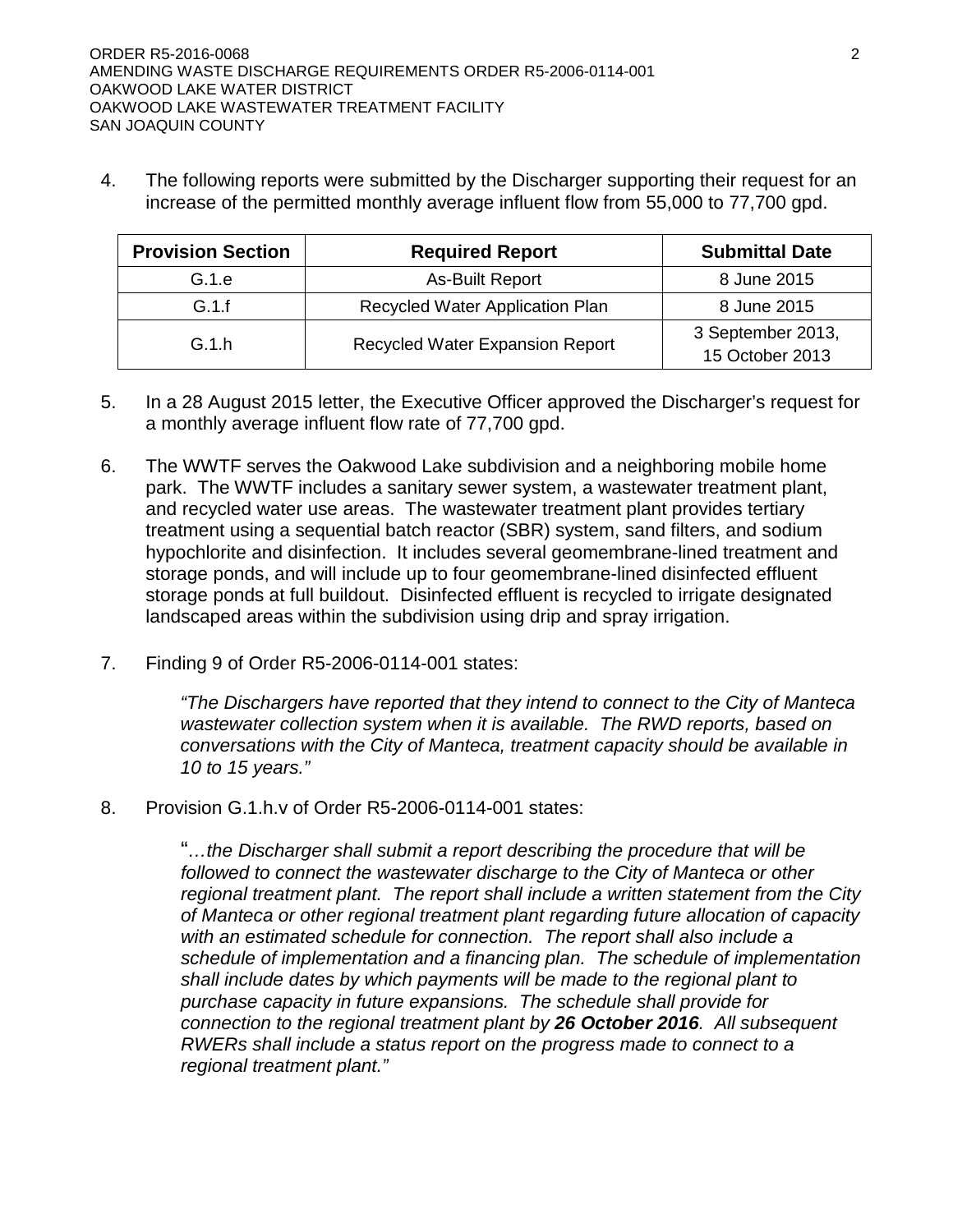4. The following reports were submitted by the Discharger supporting their request for an increase of the permitted monthly average influent flow from 55,000 to 77,700 gpd.

| Provision Section | Required Report | Submittal Date |
|---|---|---|
| G.1.e | As-Built Report | 8 June 2015 |
| G.1.f | Recycled Water Application Plan | 8 June 2015 |
| G.1.h | Recycled Water Expansion Report | 3 September 2013, 15 October 2013 |

5. In a 28 August 2015 letter, the Executive Officer approved the Discharger's request for a monthly average influent flow rate of 77,700 gpd.

6. The WWTF serves the Oakwood Lake subdivision and a neighboring mobile home park. The WWTF includes a sanitary sewer system, a wastewater treatment plant, and recycled water use areas. The wastewater treatment plant provides tertiary treatment using a sequential batch reactor (SBR) system, sand filters, and sodium hypochlorite and disinfection. It includes several geomembrane-lined treatment and storage ponds, and will include up to four geomembrane-lined disinfected effluent storage ponds at full buildout. Disinfected effluent is recycled to irrigate designated landscaped areas within the subdivision using drip and spray irrigation.

7. Finding 9 of Order R5-2006-0114-001 states:

   *"The Dischargers have reported that they intend to connect to the City of Manteca wastewater collection system when it is available. The RWD reports, based on conversations with the City of Manteca, treatment capacity should be available in 10 to 15 years."*

8. Provision G.1.h.v of Order R5-2006-0114-001 states:

   "*…the Discharger shall submit a report describing the procedure that will be followed to connect the wastewater discharge to the City of Manteca or other regional treatment plant. The report shall include a written statement from the City of Manteca or other regional treatment plant regarding future allocation of capacity with an estimated schedule for connection. The report shall also include a schedule of implementation and a financing plan. The schedule of implementation shall include dates by which payments will be made to the regional plant to purchase capacity in future expansions. The schedule shall provide for connection to the regional treatment plant by **26 October 2016**. All subsequent RWERs shall include a status report on the progress made to connect to a regional treatment plant."*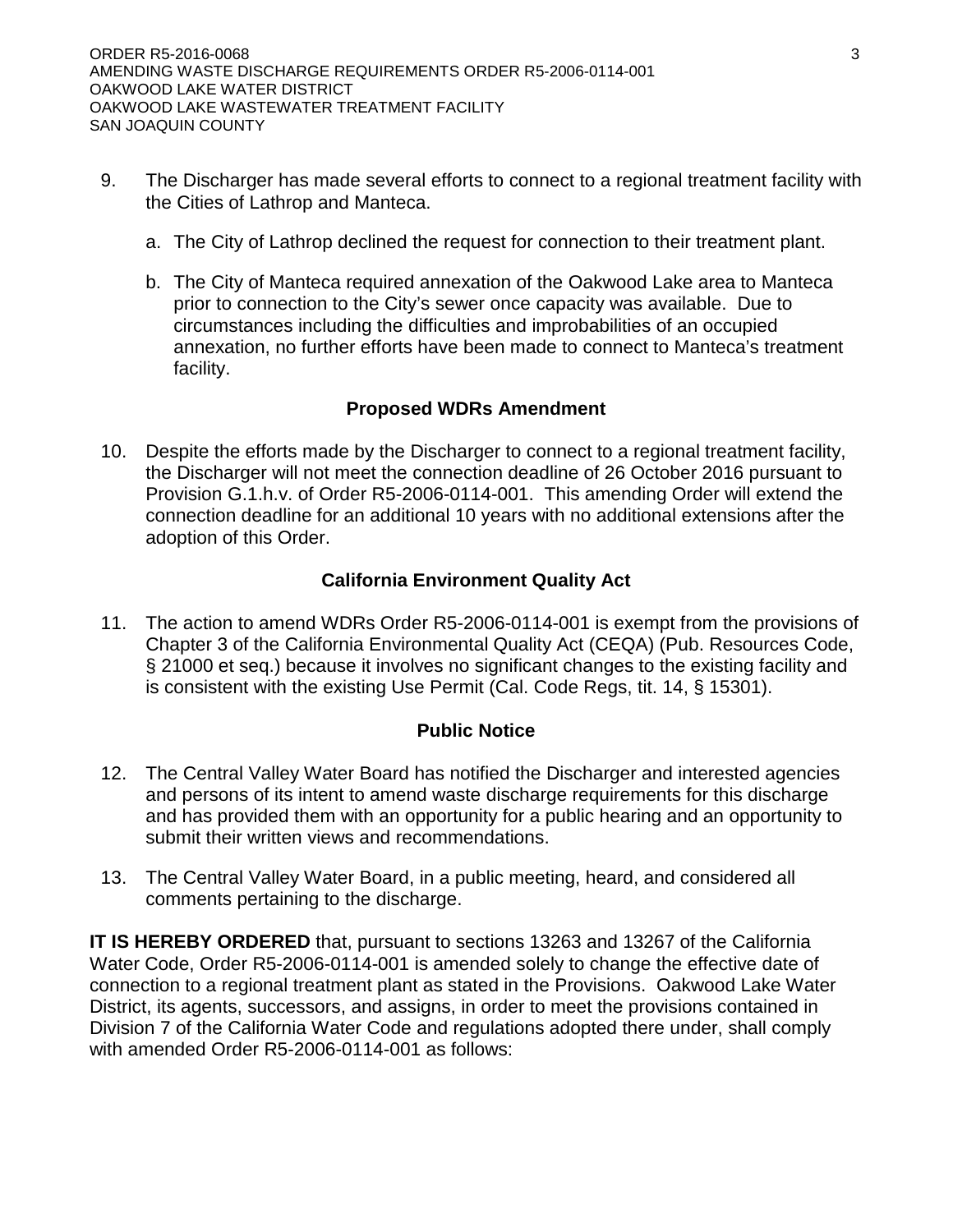9. The Discharger has made several efforts to connect to a regional treatment facility with the Cities of Lathrop and Manteca.

   a. The City of Lathrop declined the request for connection to their treatment plant.

   b. The City of Manteca required annexation of the Oakwood Lake area to Manteca prior to connection to the City's sewer once capacity was available. Due to circumstances including the difficulties and improbabilities of an occupied annexation, no further efforts have been made to connect to Manteca's treatment facility.

### Proposed WDRs Amendment

10. Despite the efforts made by the Discharger to connect to a regional treatment facility, the Discharger will not meet the connection deadline of 26 October 2016 pursuant to Provision G.1.h.v. of Order R5-2006-0114-001. This amending Order will extend the connection deadline for an additional 10 years with no additional extensions after the adoption of this Order.

### California Environment Quality Act

11. The action to amend WDRs Order R5-2006-0114-001 is exempt from the provisions of Chapter 3 of the California Environmental Quality Act (CEQA) (Pub. Resources Code, § 21000 et seq.) because it involves no significant changes to the existing facility and is consistent with the existing Use Permit (Cal. Code Regs, tit. 14, § 15301).

### Public Notice

12. The Central Valley Water Board has notified the Discharger and interested agencies and persons of its intent to amend waste discharge requirements for this discharge and has provided them with an opportunity for a public hearing and an opportunity to submit their written views and recommendations.

13. The Central Valley Water Board, in a public meeting, heard, and considered all comments pertaining to the discharge.

**IT IS HEREBY ORDERED** that, pursuant to sections 13263 and 13267 of the California Water Code, Order R5-2006-0114-001 is amended solely to change the effective date of connection to a regional treatment plant as stated in the Provisions. Oakwood Lake Water District, its agents, successors, and assigns, in order to meet the provisions contained in Division 7 of the California Water Code and regulations adopted there under, shall comply with amended Order R5-2006-0114-001 as follows: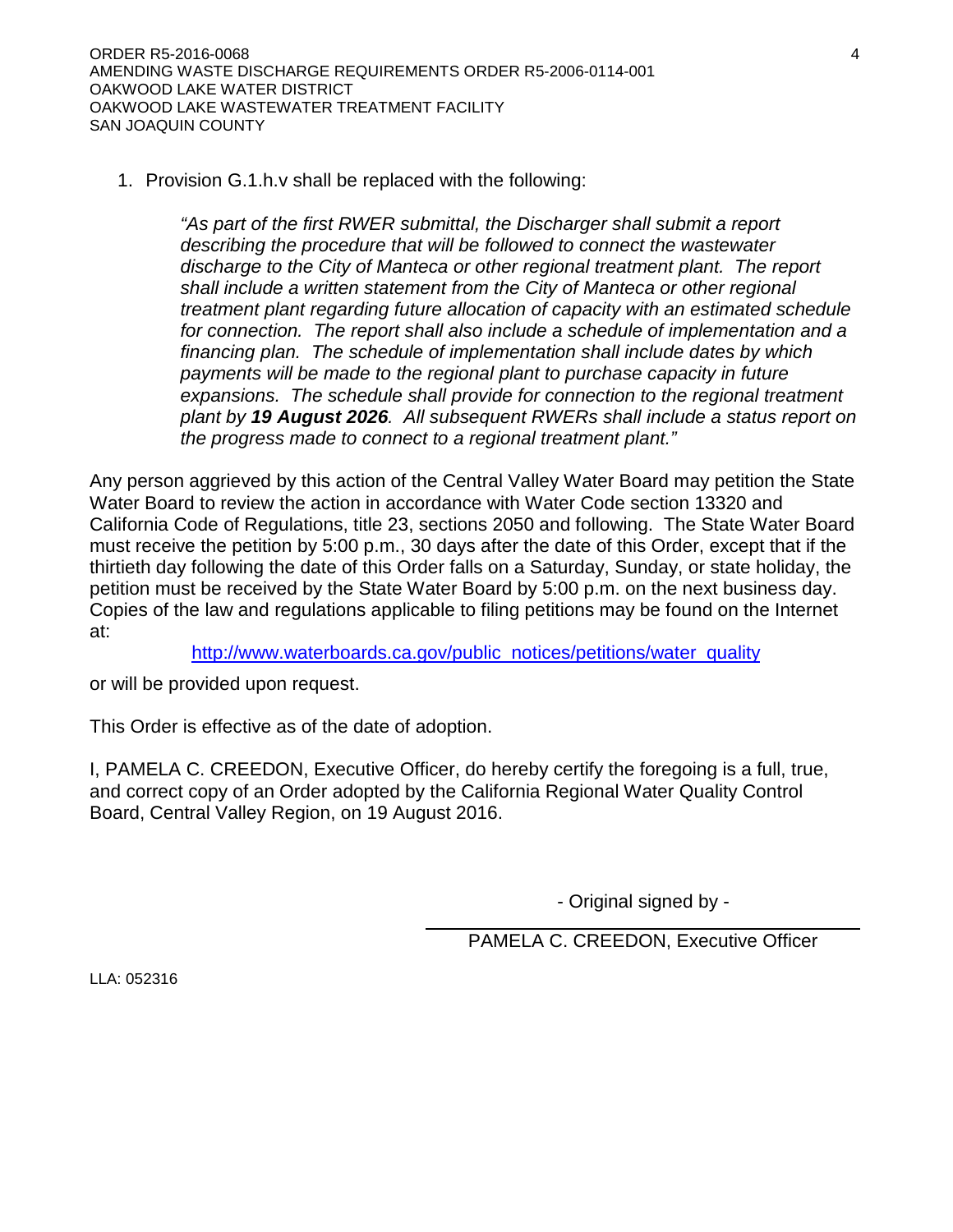1. Provision G.1.h.v shall be replaced with the following:

   *"As part of the first RWER submittal, the Discharger shall submit a report describing the procedure that will be followed to connect the wastewater discharge to the City of Manteca or other regional treatment plant. The report shall include a written statement from the City of Manteca or other regional treatment plant regarding future allocation of capacity with an estimated schedule for connection. The report shall also include a schedule of implementation and a financing plan. The schedule of implementation shall include dates by which payments will be made to the regional plant to purchase capacity in future expansions. The schedule shall provide for connection to the regional treatment plant by* ***19 August 2026****. All subsequent RWERs shall include a status report on the progress made to connect to a regional treatment plant."*

Any person aggrieved by this action of the Central Valley Water Board may petition the State Water Board to review the action in accordance with Water Code section 13320 and California Code of Regulations, title 23, sections 2050 and following. The State Water Board must receive the petition by 5:00 p.m., 30 days after the date of this Order, except that if the thirtieth day following the date of this Order falls on a Saturday, Sunday, or state holiday, the petition must be received by the State Water Board by 5:00 p.m. on the next business day. Copies of the law and regulations applicable to filing petitions may be found on the Internet at:

http://www.waterboards.ca.gov/public_notices/petitions/water_quality

or will be provided upon request.

This Order is effective as of the date of adoption.

I, PAMELA C. CREEDON, Executive Officer, do hereby certify the foregoing is a full, true, and correct copy of an Order adopted by the California Regional Water Quality Control Board, Central Valley Region, on 19 August 2016.

- Original signed by -

PAMELA C. CREEDON, Executive Officer

LLA: 052316